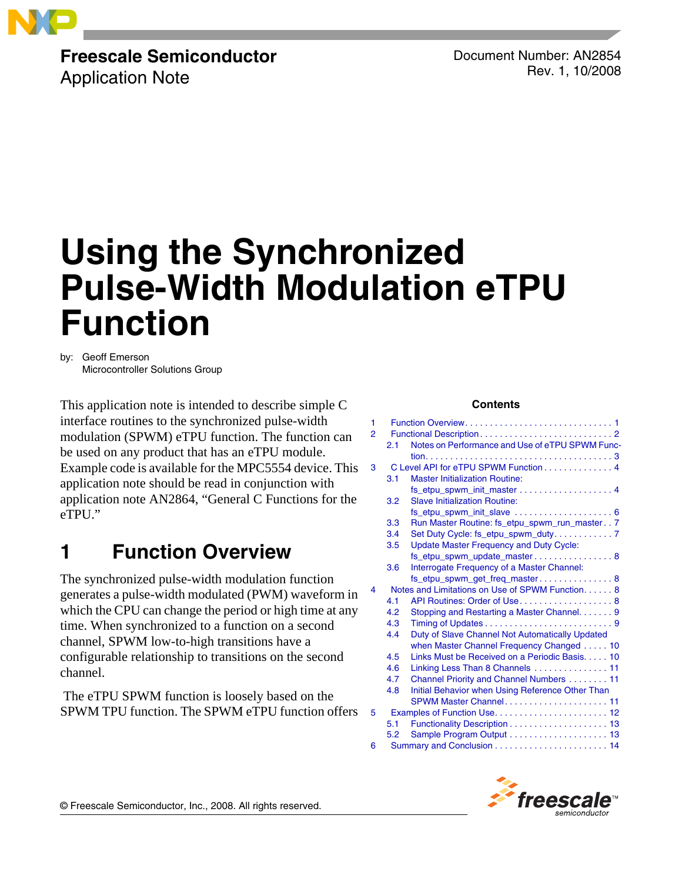Freescale Semiconductor
Application Note

Document Number: AN2854
Rev. 1, 10/2008

# Using the Synchronized Pulse-Width Modulation eTPU Function

by: Geoff Emerson
Microcontroller Solutions Group

This application note is intended to describe simple C interface routines to the synchronized pulse-width modulation (SPWM) eTPU function. The function can be used on any product that has an eTPU module. Example code is available for the MPC5554 device. This application note should be read in conjunction with application note AN2864, "General C Functions for the eTPU."

**Contents**

1 Function Overview . . . . . 1
2 Functional Description . . . . . 2
  2.1 Notes on Performance and Use of eTPU SPWM Function . . . . . 3
3 C Level API for eTPU SPWM Function . . . . . 4
  3.1 Master Initialization Routine: fs_etpu_spwm_init_master . . . . . 4
  3.2 Slave Initialization Routine: fs_etpu_spwm_init_slave . . . . . 6
  3.3 Run Master Routine: fs_etpu_spwm_run_master . . 7
  3.4 Set Duty Cycle: fs_etpu_spwm_duty . . . . . 7
  3.5 Update Master Frequency and Duty Cycle: fs_etpu_spwm_update_master . . . . . 8
  3.6 Interrogate Frequency of a Master Channel: fs_etpu_spwm_get_freq_master . . . . . 8
4 Notes and Limitations on Use of SPWM Function . . . . . 8
  4.1 API Routines: Order of Use . . . . . 8
  4.2 Stopping and Restarting a Master Channel . . . . . 9
  4.3 Timing of Updates . . . . . 9
  4.4 Duty of Slave Channel Not Automatically Updated when Master Channel Frequency Changed . . . . . 10
  4.5 Links Must be Received on a Periodic Basis . . . . . 10
  4.6 Linking Less Than 8 Channels . . . . . 11
  4.7 Channel Priority and Channel Numbers . . . . . 11
  4.8 Initial Behavior when Using Reference Other Than SPWM Master Channel . . . . . 11
5 Examples of Function Use . . . . . 12
  5.1 Functionality Description . . . . . 13
  5.2 Sample Program Output . . . . . 13
6 Summary and Conclusion . . . . . 14

## 1 Function Overview

The synchronized pulse-width modulation function generates a pulse-width modulated (PWM) waveform in which the CPU can change the period or high time at any time. When synchronized to a function on a second channel, SPWM low-to-high transitions have a configurable relationship to transitions on the second channel.

The eTPU SPWM function is loosely based on the SPWM TPU function. The SPWM eTPU function offers

© Freescale Semiconductor, Inc., 2008. All rights reserved.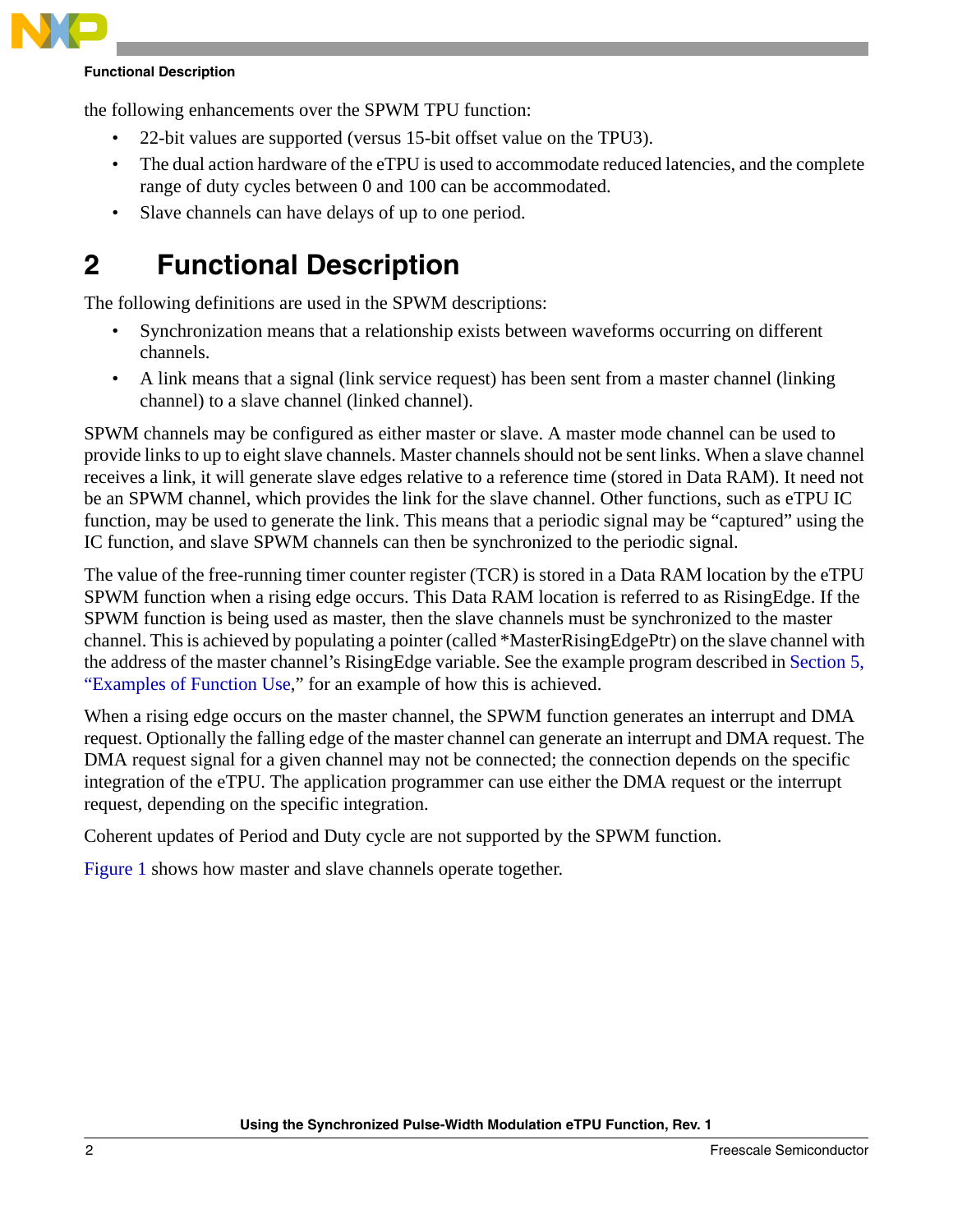the following enhancements over the SPWM TPU function:

- 22-bit values are supported (versus 15-bit offset value on the TPU3).
- The dual action hardware of the eTPU is used to accommodate reduced latencies, and the complete range of duty cycles between 0 and 100 can be accommodated.
- Slave channels can have delays of up to one period.

# 2 Functional Description

The following definitions are used in the SPWM descriptions:

- Synchronization means that a relationship exists between waveforms occurring on different channels.
- A link means that a signal (link service request) has been sent from a master channel (linking channel) to a slave channel (linked channel).

SPWM channels may be configured as either master or slave. A master mode channel can be used to provide links to up to eight slave channels. Master channels should not be sent links. When a slave channel receives a link, it will generate slave edges relative to a reference time (stored in Data RAM). It need not be an SPWM channel, which provides the link for the slave channel. Other functions, such as eTPU IC function, may be used to generate the link. This means that a periodic signal may be "captured" using the IC function, and slave SPWM channels can then be synchronized to the periodic signal.

The value of the free-running timer counter register (TCR) is stored in a Data RAM location by the eTPU SPWM function when a rising edge occurs. This Data RAM location is referred to as RisingEdge. If the SPWM function is being used as master, then the slave channels must be synchronized to the master channel. This is achieved by populating a pointer (called *MasterRisingEdgePtr) on the slave channel with the address of the master channel's RisingEdge variable. See the example program described in Section 5, "Examples of Function Use," for an example of how this is achieved.

When a rising edge occurs on the master channel, the SPWM function generates an interrupt and DMA request. Optionally the falling edge of the master channel can generate an interrupt and DMA request. The DMA request signal for a given channel may not be connected; the connection depends on the specific integration of the eTPU. The application programmer can use either the DMA request or the interrupt request, depending on the specific integration.

Coherent updates of Period and Duty cycle are not supported by the SPWM function.

Figure 1 shows how master and slave channels operate together.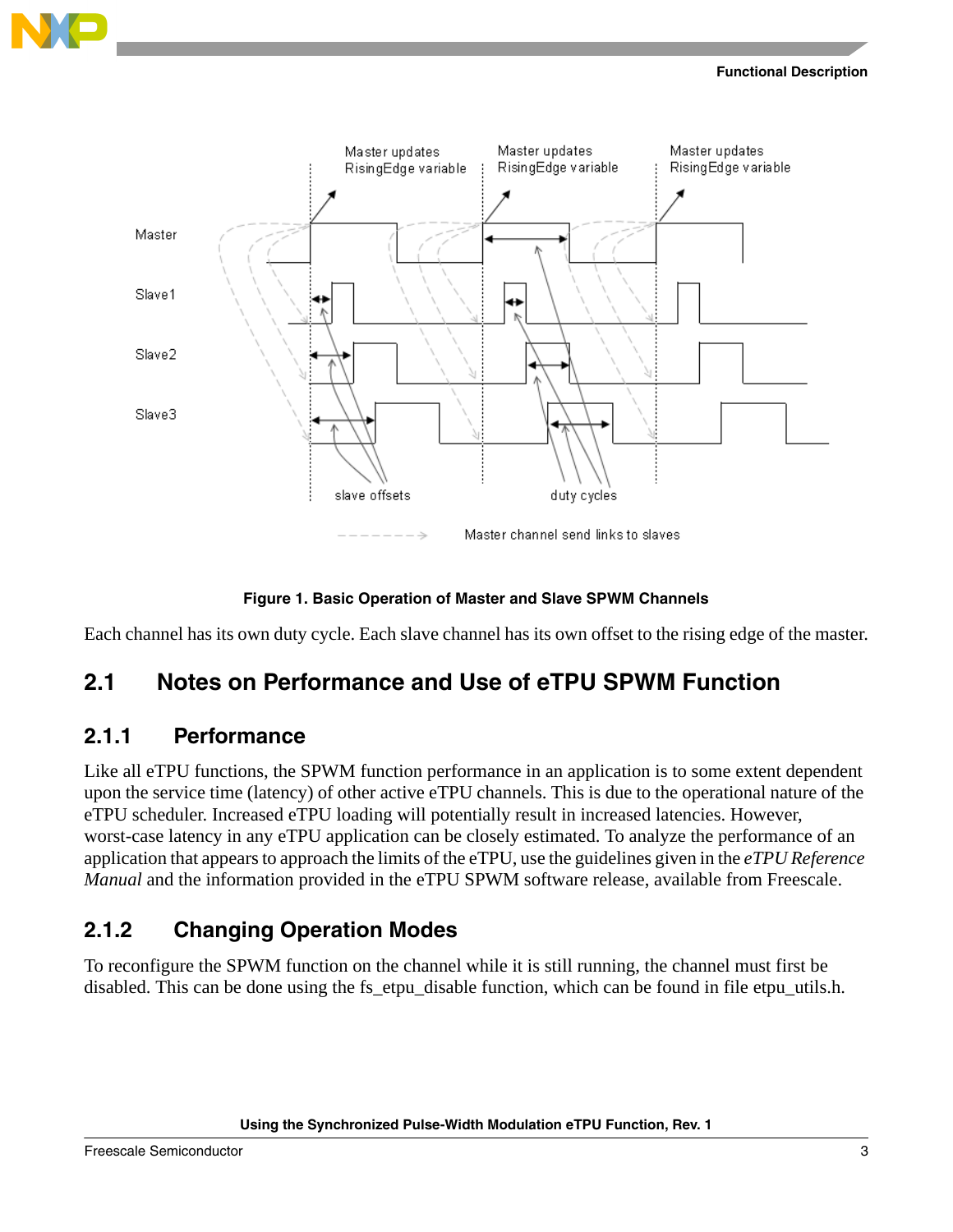Figure 1. Basic Operation of Master and Slave SPWM Channels

Each channel has its own duty cycle. Each slave channel has its own offset to the rising edge of the master.

## 2.1 Notes on Performance and Use of eTPU SPWM Function

### 2.1.1 Performance

Like all eTPU functions, the SPWM function performance in an application is to some extent dependent upon the service time (latency) of other active eTPU channels. This is due to the operational nature of the eTPU scheduler. Increased eTPU loading will potentially result in increased latencies. However, worst-case latency in any eTPU application can be closely estimated. To analyze the performance of an application that appears to approach the limits of the eTPU, use the guidelines given in the *eTPU Reference Manual* and the information provided in the eTPU SPWM software release, available from Freescale.

### 2.1.2 Changing Operation Modes

To reconfigure the SPWM function on the channel while it is still running, the channel must first be disabled. This can be done using the fs_etpu_disable function, which can be found in file etpu_utils.h.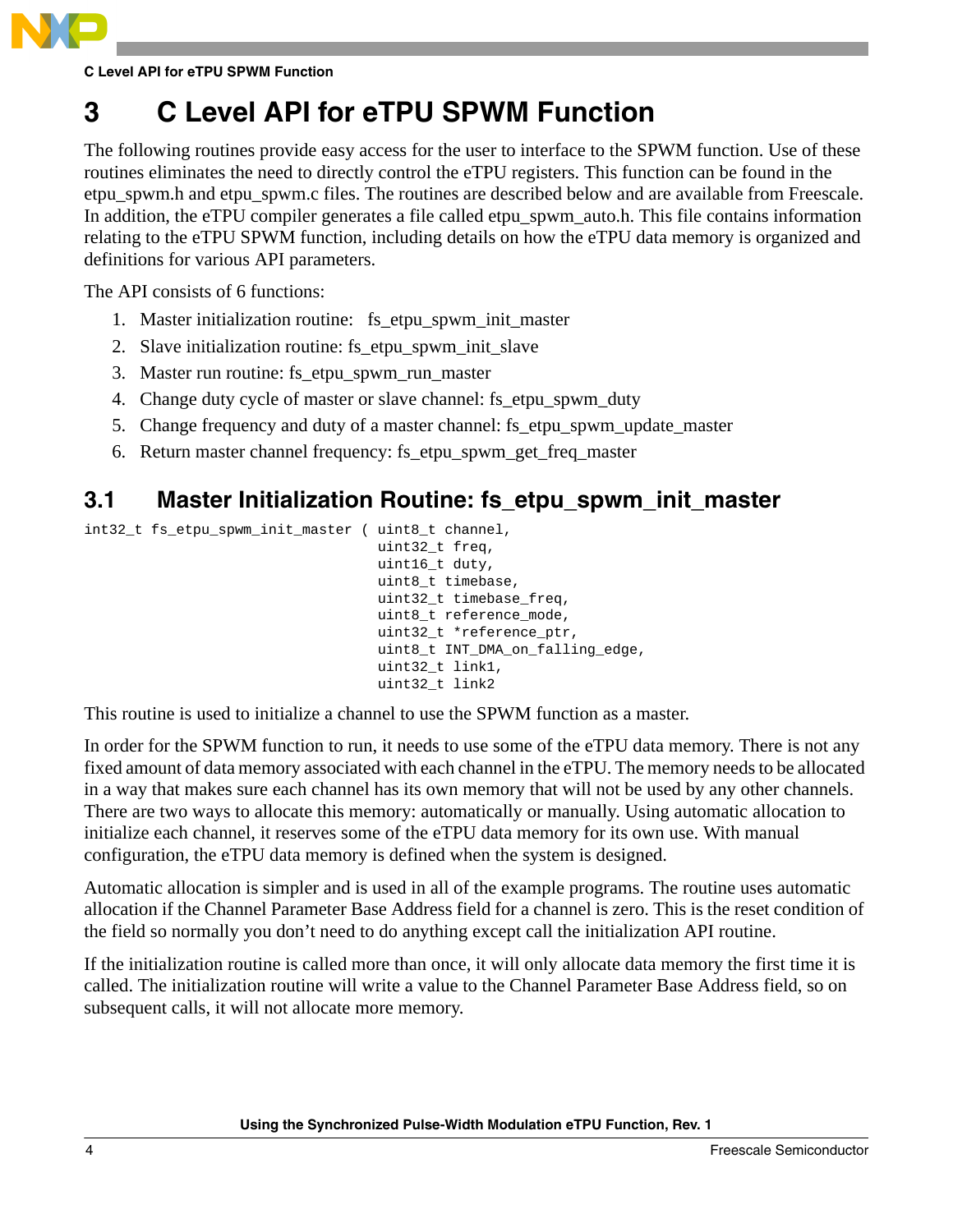# 3 C Level API for eTPU SPWM Function

The following routines provide easy access for the user to interface to the SPWM function. Use of these routines eliminates the need to directly control the eTPU registers. This function can be found in the etpu_spwm.h and etpu_spwm.c files. The routines are described below and are available from Freescale. In addition, the eTPU compiler generates a file called etpu_spwm_auto.h. This file contains information relating to the eTPU SPWM function, including details on how the eTPU data memory is organized and definitions for various API parameters.

The API consists of 6 functions:

1. Master initialization routine: fs_etpu_spwm_init_master
2. Slave initialization routine: fs_etpu_spwm_init_slave
3. Master run routine: fs_etpu_spwm_run_master
4. Change duty cycle of master or slave channel: fs_etpu_spwm_duty
5. Change frequency and duty of a master channel: fs_etpu_spwm_update_master
6. Return master channel frequency: fs_etpu_spwm_get_freq_master

## 3.1 Master Initialization Routine: fs_etpu_spwm_init_master

```
int32_t fs_etpu_spwm_init_master ( uint8_t channel,
                                   uint32_t freq,
                                   uint16_t duty,
                                   uint8_t timebase,
                                   uint32_t timebase_freq,
                                   uint8_t reference_mode,
                                   uint32_t *reference_ptr,
                                   uint8_t INT_DMA_on_falling_edge,
                                   uint32_t link1,
                                   uint32_t link2
```

This routine is used to initialize a channel to use the SPWM function as a master.

In order for the SPWM function to run, it needs to use some of the eTPU data memory. There is not any fixed amount of data memory associated with each channel in the eTPU. The memory needs to be allocated in a way that makes sure each channel has its own memory that will not be used by any other channels. There are two ways to allocate this memory: automatically or manually. Using automatic allocation to initialize each channel, it reserves some of the eTPU data memory for its own use. With manual configuration, the eTPU data memory is defined when the system is designed.

Automatic allocation is simpler and is used in all of the example programs. The routine uses automatic allocation if the Channel Parameter Base Address field for a channel is zero. This is the reset condition of the field so normally you don't need to do anything except call the initialization API routine.

If the initialization routine is called more than once, it will only allocate data memory the first time it is called. The initialization routine will write a value to the Channel Parameter Base Address field, so on subsequent calls, it will not allocate more memory.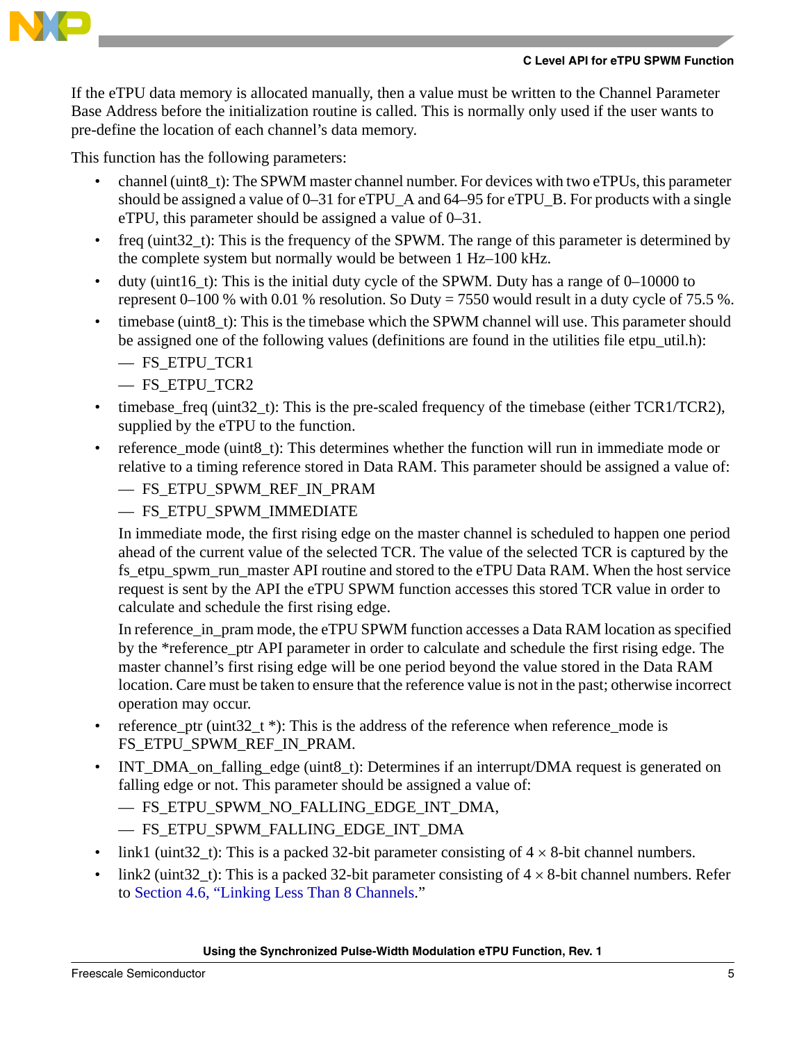If the eTPU data memory is allocated manually, then a value must be written to the Channel Parameter Base Address before the initialization routine is called. This is normally only used if the user wants to pre-define the location of each channel's data memory.

This function has the following parameters:

- channel (uint8_t): The SPWM master channel number. For devices with two eTPUs, this parameter should be assigned a value of 0–31 for eTPU_A and 64–95 for eTPU_B. For products with a single eTPU, this parameter should be assigned a value of 0–31.
- freq (uint32_t): This is the frequency of the SPWM. The range of this parameter is determined by the complete system but normally would be between 1 Hz–100 kHz.
- duty (uint16_t): This is the initial duty cycle of the SPWM. Duty has a range of 0–10000 to represent 0–100 % with 0.01 % resolution. So Duty = 7550 would result in a duty cycle of 75.5 %.
- timebase (uint8_t): This is the timebase which the SPWM channel will use. This parameter should be assigned one of the following values (definitions are found in the utilities file etpu_util.h):
  - FS_ETPU_TCR1
  - FS_ETPU_TCR2
- timebase_freq (uint32_t): This is the pre-scaled frequency of the timebase (either TCR1/TCR2), supplied by the eTPU to the function.
- reference_mode (uint8_t): This determines whether the function will run in immediate mode or relative to a timing reference stored in Data RAM. This parameter should be assigned a value of:
  - FS_ETPU_SPWM_REF_IN_PRAM
  - FS_ETPU_SPWM_IMMEDIATE

  In immediate mode, the first rising edge on the master channel is scheduled to happen one period ahead of the current value of the selected TCR. The value of the selected TCR is captured by the fs_etpu_spwm_run_master API routine and stored to the eTPU Data RAM. When the host service request is sent by the API the eTPU SPWM function accesses this stored TCR value in order to calculate and schedule the first rising edge.

  In reference_in_pram mode, the eTPU SPWM function accesses a Data RAM location as specified by the *reference_ptr API parameter in order to calculate and schedule the first rising edge. The master channel's first rising edge will be one period beyond the value stored in the Data RAM location. Care must be taken to ensure that the reference value is not in the past; otherwise incorrect operation may occur.
- reference_ptr (uint32_t *): This is the address of the reference when reference_mode is FS_ETPU_SPWM_REF_IN_PRAM.
- INT_DMA_on_falling_edge (uint8_t): Determines if an interrupt/DMA request is generated on falling edge or not. This parameter should be assigned a value of:
  - FS_ETPU_SPWM_NO_FALLING_EDGE_INT_DMA,
  - FS_ETPU_SPWM_FALLING_EDGE_INT_DMA
- link1 (uint32_t): This is a packed 32-bit parameter consisting of 4 × 8-bit channel numbers.
- link2 (uint32_t): This is a packed 32-bit parameter consisting of 4 × 8-bit channel numbers. Refer to Section 4.6, "Linking Less Than 8 Channels."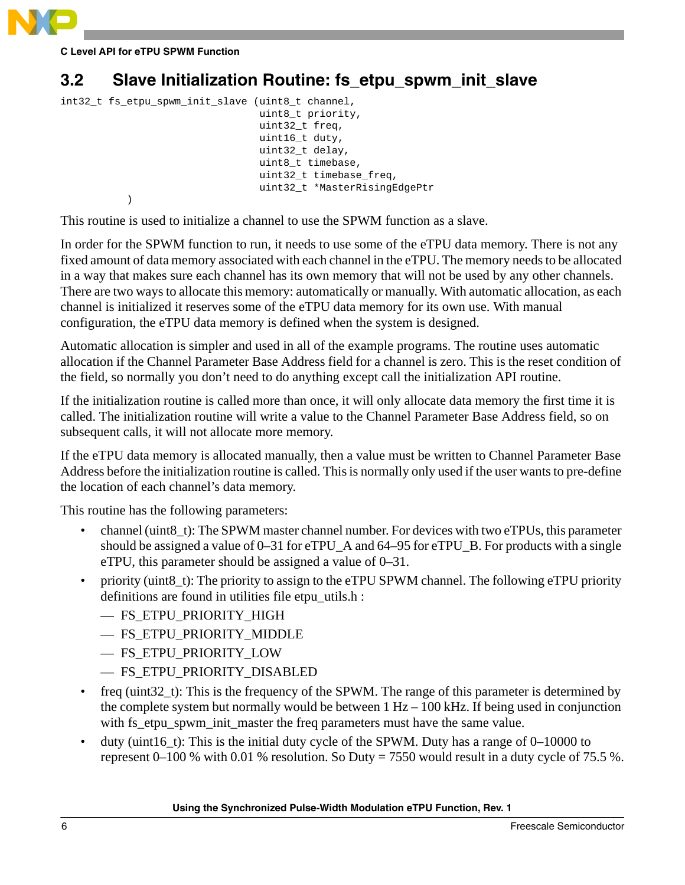## 3.2 Slave Initialization Routine: fs_etpu_spwm_init_slave

```
int32_t fs_etpu_spwm_init_slave (uint8_t channel,
                                 uint8_t priority,
                                 uint32_t freq,
                                 uint16_t duty,
                                 uint32_t delay,
                                 uint8_t timebase,
                                 uint32_t timebase_freq,
                                 uint32_t *MasterRisingEdgePtr
           )
```

This routine is used to initialize a channel to use the SPWM function as a slave.

In order for the SPWM function to run, it needs to use some of the eTPU data memory. There is not any fixed amount of data memory associated with each channel in the eTPU. The memory needs to be allocated in a way that makes sure each channel has its own memory that will not be used by any other channels. There are two ways to allocate this memory: automatically or manually. With automatic allocation, as each channel is initialized it reserves some of the eTPU data memory for its own use. With manual configuration, the eTPU data memory is defined when the system is designed.

Automatic allocation is simpler and used in all of the example programs. The routine uses automatic allocation if the Channel Parameter Base Address field for a channel is zero. This is the reset condition of the field, so normally you don't need to do anything except call the initialization API routine.

If the initialization routine is called more than once, it will only allocate data memory the first time it is called. The initialization routine will write a value to the Channel Parameter Base Address field, so on subsequent calls, it will not allocate more memory.

If the eTPU data memory is allocated manually, then a value must be written to Channel Parameter Base Address before the initialization routine is called. This is normally only used if the user wants to pre-define the location of each channel's data memory.

This routine has the following parameters:

- channel (uint8_t): The SPWM master channel number. For devices with two eTPUs, this parameter should be assigned a value of 0–31 for eTPU_A and 64–95 for eTPU_B. For products with a single eTPU, this parameter should be assigned a value of 0–31.
- priority (uint8_t): The priority to assign to the eTPU SPWM channel. The following eTPU priority definitions are found in utilities file etpu_utils.h :
  - FS_ETPU_PRIORITY_HIGH
  - FS_ETPU_PRIORITY_MIDDLE
  - FS_ETPU_PRIORITY_LOW
  - FS_ETPU_PRIORITY_DISABLED
- freq (uint32_t): This is the frequency of the SPWM. The range of this parameter is determined by the complete system but normally would be between 1 Hz – 100 kHz. If being used in conjunction with fs_etpu_spwm_init_master the freq parameters must have the same value.
- duty (uint16_t): This is the initial duty cycle of the SPWM. Duty has a range of 0–10000 to represent 0–100 % with 0.01 % resolution. So Duty = 7550 would result in a duty cycle of 75.5 %.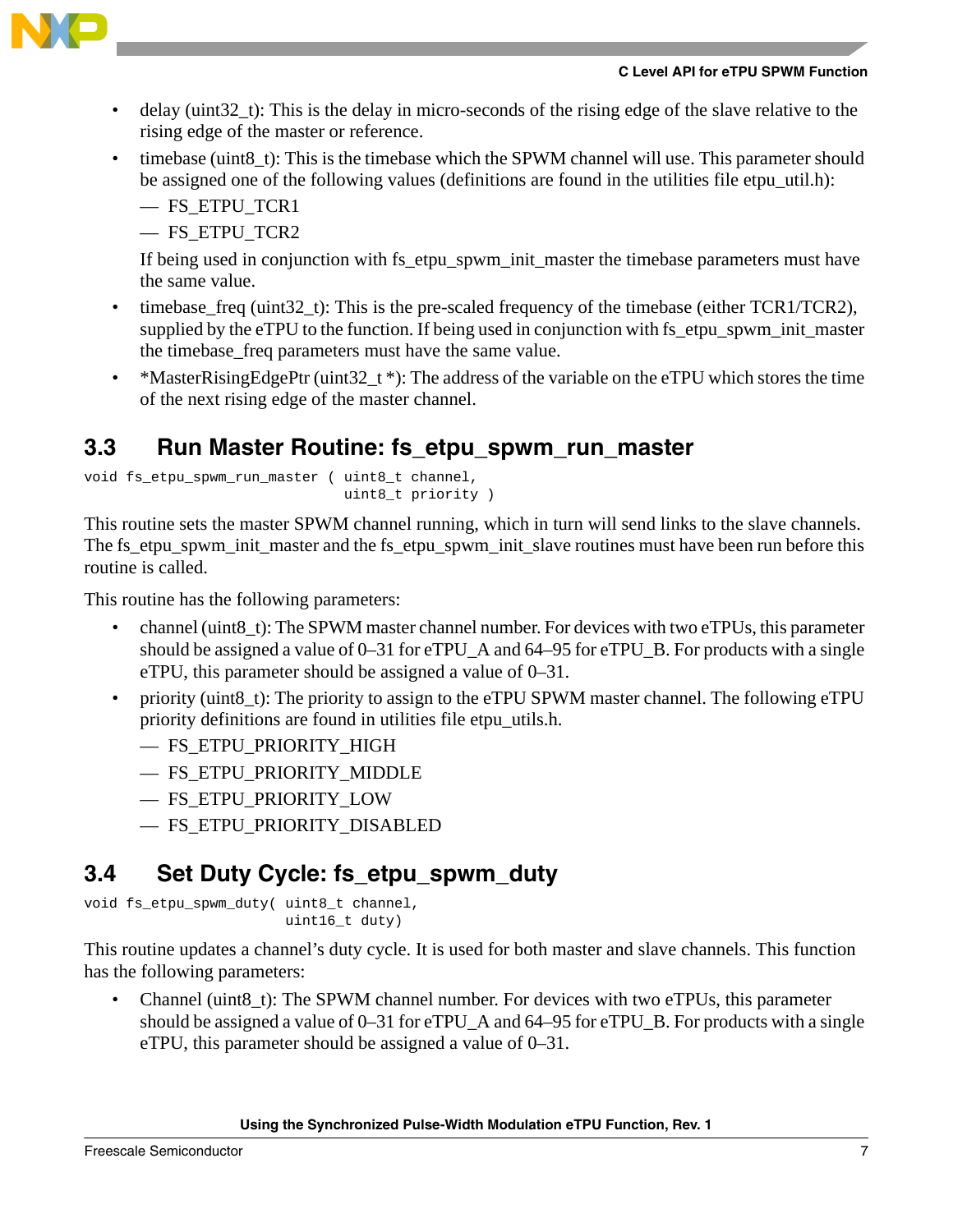- delay (uint32_t): This is the delay in micro-seconds of the rising edge of the slave relative to the rising edge of the master or reference.
- timebase (uint8_t): This is the timebase which the SPWM channel will use. This parameter should be assigned one of the following values (definitions are found in the utilities file etpu_util.h):
  - FS_ETPU_TCR1
  - FS_ETPU_TCR2

  If being used in conjunction with fs_etpu_spwm_init_master the timebase parameters must have the same value.
- timebase_freq (uint32_t): This is the pre-scaled frequency of the timebase (either TCR1/TCR2), supplied by the eTPU to the function. If being used in conjunction with fs_etpu_spwm_init_master the timebase_freq parameters must have the same value.
- *MasterRisingEdgePtr (uint32_t *): The address of the variable on the eTPU which stores the time of the next rising edge of the master channel.

## 3.3 Run Master Routine: fs_etpu_spwm_run_master

```
void fs_etpu_spwm_run_master ( uint8_t channel,
                               uint8_t priority )
```

This routine sets the master SPWM channel running, which in turn will send links to the slave channels. The fs_etpu_spwm_init_master and the fs_etpu_spwm_init_slave routines must have been run before this routine is called.

This routine has the following parameters:

- channel (uint8_t): The SPWM master channel number. For devices with two eTPUs, this parameter should be assigned a value of 0–31 for eTPU_A and 64–95 for eTPU_B. For products with a single eTPU, this parameter should be assigned a value of 0–31.
- priority (uint8_t): The priority to assign to the eTPU SPWM master channel. The following eTPU priority definitions are found in utilities file etpu_utils.h.
  - FS_ETPU_PRIORITY_HIGH
  - FS_ETPU_PRIORITY_MIDDLE
  - FS_ETPU_PRIORITY_LOW
  - FS_ETPU_PRIORITY_DISABLED

## 3.4 Set Duty Cycle: fs_etpu_spwm_duty

```
void fs_etpu_spwm_duty( uint8_t channel,
                        uint16_t duty)
```

This routine updates a channel's duty cycle. It is used for both master and slave channels. This function has the following parameters:

- Channel (uint8_t): The SPWM channel number. For devices with two eTPUs, this parameter should be assigned a value of 0–31 for eTPU_A and 64–95 for eTPU_B. For products with a single eTPU, this parameter should be assigned a value of 0–31.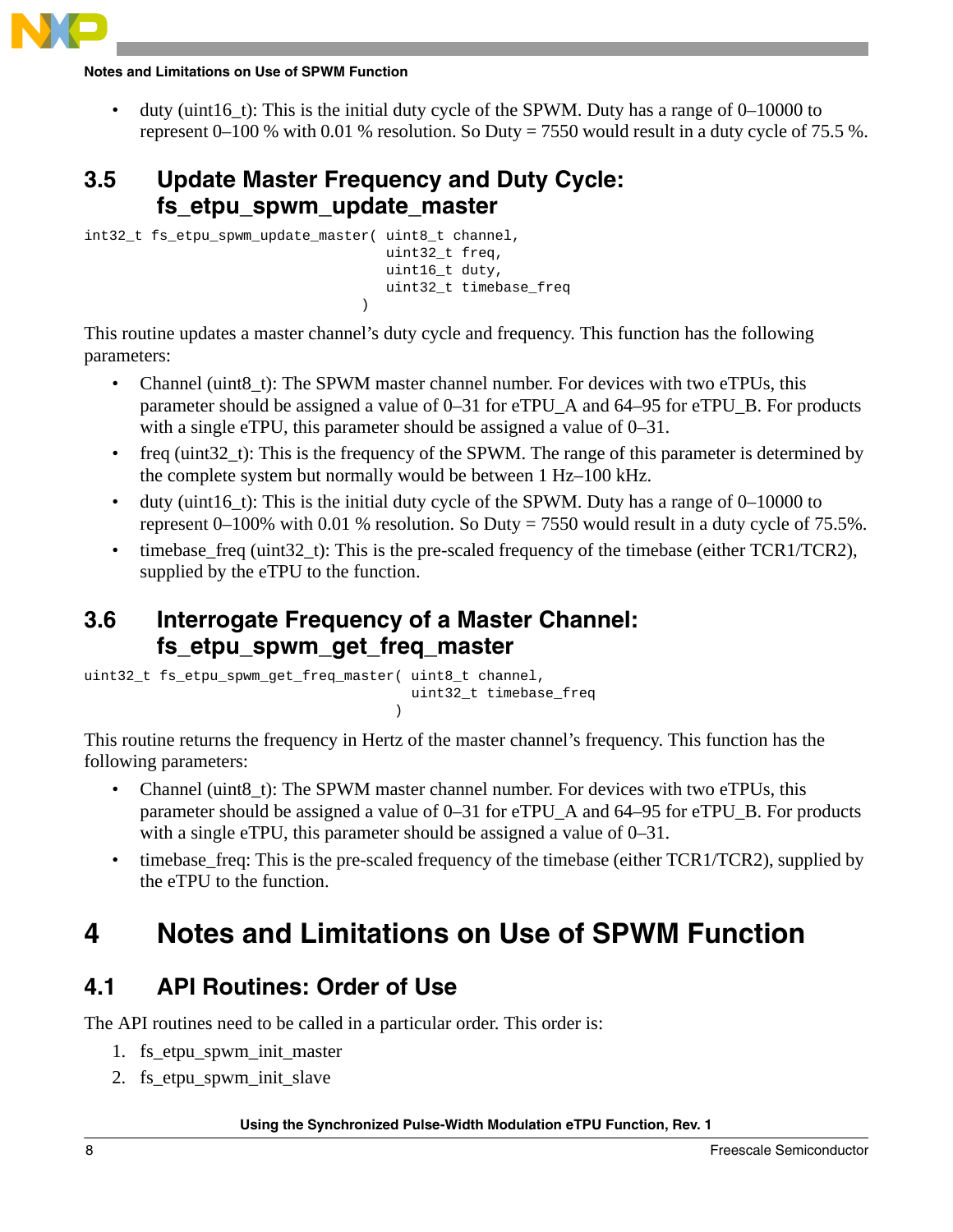- duty (uint16_t): This is the initial duty cycle of the SPWM. Duty has a range of 0–10000 to represent 0–100 % with 0.01 % resolution. So Duty = 7550 would result in a duty cycle of 75.5 %.

## 3.5 Update Master Frequency and Duty Cycle: fs_etpu_spwm_update_master

```
int32_t fs_etpu_spwm_update_master( uint8_t channel,
                                    uint32_t freq,
                                    uint16_t duty,
                                    uint32_t timebase_freq
                                  )
```

This routine updates a master channel's duty cycle and frequency. This function has the following parameters:

- Channel (uint8_t): The SPWM master channel number. For devices with two eTPUs, this parameter should be assigned a value of 0–31 for eTPU_A and 64–95 for eTPU_B. For products with a single eTPU, this parameter should be assigned a value of 0–31.
- freq (uint32_t): This is the frequency of the SPWM. The range of this parameter is determined by the complete system but normally would be between 1 Hz–100 kHz.
- duty (uint16_t): This is the initial duty cycle of the SPWM. Duty has a range of 0–10000 to represent 0–100% with 0.01 % resolution. So Duty = 7550 would result in a duty cycle of 75.5%.
- timebase_freq (uint32_t): This is the pre-scaled frequency of the timebase (either TCR1/TCR2), supplied by the eTPU to the function.

## 3.6 Interrogate Frequency of a Master Channel: fs_etpu_spwm_get_freq_master

```
uint32_t fs_etpu_spwm_get_freq_master( uint8_t channel,
                                       uint32_t timebase_freq
                                     )
```

This routine returns the frequency in Hertz of the master channel's frequency. This function has the following parameters:

- Channel (uint8_t): The SPWM master channel number. For devices with two eTPUs, this parameter should be assigned a value of 0–31 for eTPU_A and 64–95 for eTPU_B. For products with a single eTPU, this parameter should be assigned a value of 0–31.
- timebase_freq: This is the pre-scaled frequency of the timebase (either TCR1/TCR2), supplied by the eTPU to the function.

# 4 Notes and Limitations on Use of SPWM Function

## 4.1 API Routines: Order of Use

The API routines need to be called in a particular order. This order is:

1. fs_etpu_spwm_init_master
2. fs_etpu_spwm_init_slave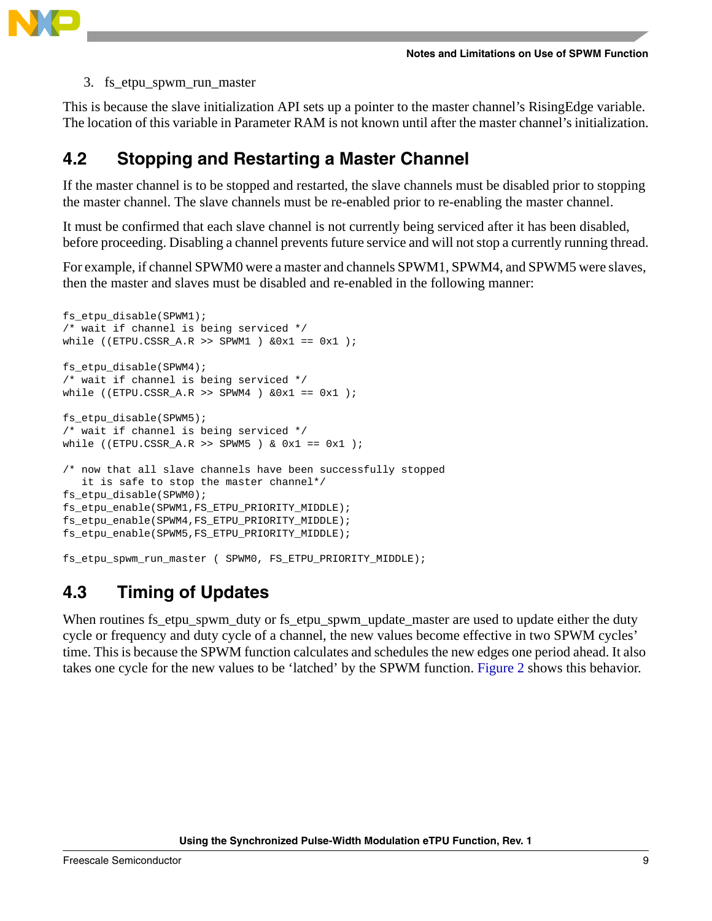3. fs_etpu_spwm_run_master

This is because the slave initialization API sets up a pointer to the master channel's RisingEdge variable. The location of this variable in Parameter RAM is not known until after the master channel's initialization.

## 4.2 Stopping and Restarting a Master Channel

If the master channel is to be stopped and restarted, the slave channels must be disabled prior to stopping the master channel. The slave channels must be re-enabled prior to re-enabling the master channel.

It must be confirmed that each slave channel is not currently being serviced after it has been disabled, before proceeding. Disabling a channel prevents future service and will not stop a currently running thread.

For example, if channel SPWM0 were a master and channels SPWM1, SPWM4, and SPWM5 were slaves, then the master and slaves must be disabled and re-enabled in the following manner:

```
fs_etpu_disable(SPWM1);
/* wait if channel is being serviced */
while ((ETPU.CSSR_A.R >> SPWM1 ) &0x1 == 0x1 );

fs_etpu_disable(SPWM4);
/* wait if channel is being serviced */
while ((ETPU.CSSR_A.R >> SPWM4 ) &0x1 == 0x1 );

fs_etpu_disable(SPWM5);
/* wait if channel is being serviced */
while ((ETPU.CSSR_A.R >> SPWM5 ) & 0x1 == 0x1 );

/* now that all slave channels have been successfully stopped
   it is safe to stop the master channel*/
fs_etpu_disable(SPWM0);
fs_etpu_enable(SPWM1,FS_ETPU_PRIORITY_MIDDLE);
fs_etpu_enable(SPWM4,FS_ETPU_PRIORITY_MIDDLE);
fs_etpu_enable(SPWM5,FS_ETPU_PRIORITY_MIDDLE);

fs_etpu_spwm_run_master ( SPWM0, FS_ETPU_PRIORITY_MIDDLE);
```

## 4.3 Timing of Updates

When routines fs_etpu_spwm_duty or fs_etpu_spwm_update_master are used to update either the duty cycle or frequency and duty cycle of a channel, the new values become effective in two SPWM cycles' time. This is because the SPWM function calculates and schedules the new edges one period ahead. It also takes one cycle for the new values to be 'latched' by the SPWM function. Figure 2 shows this behavior.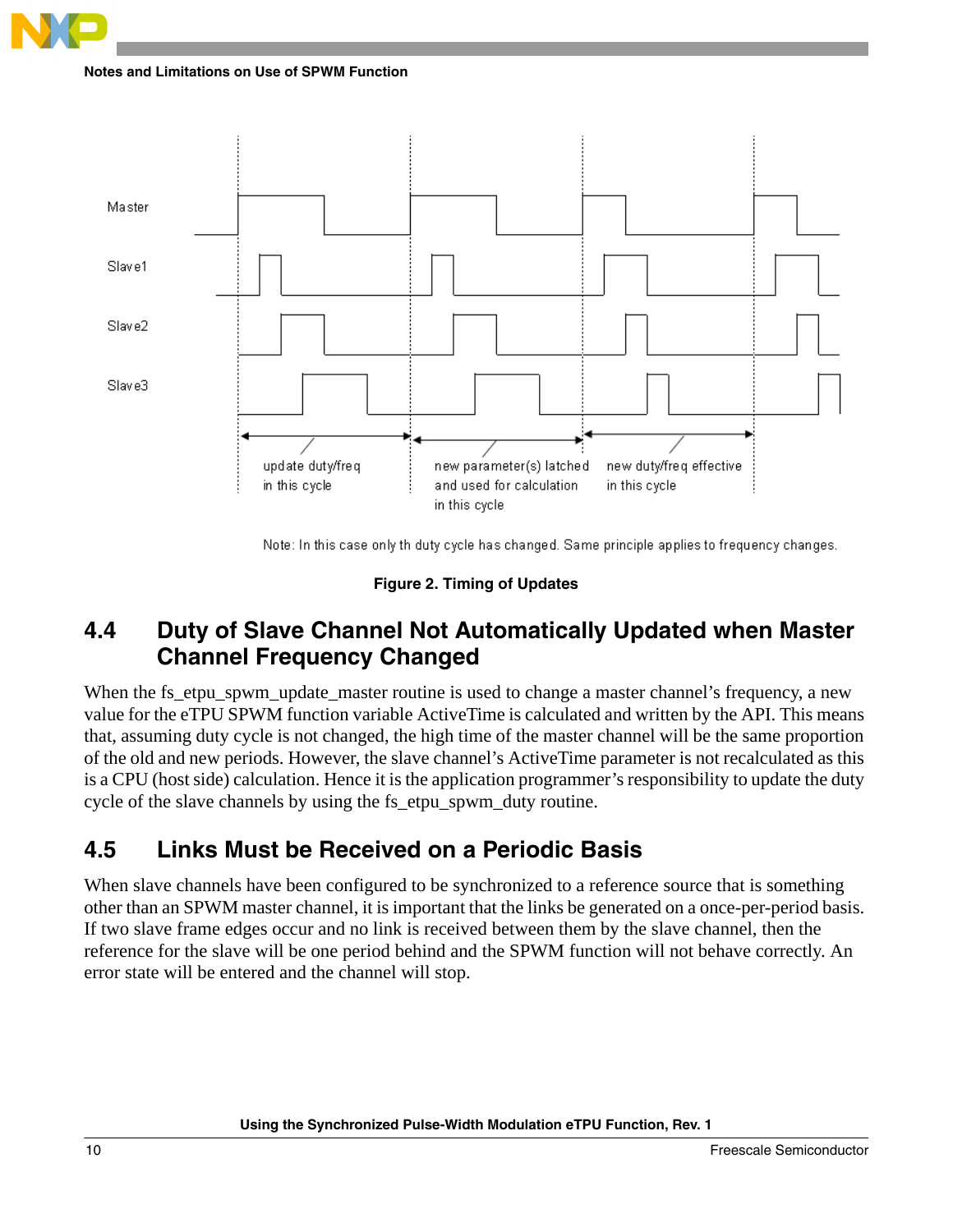Master

Slave1

Slave2

Slave3

update duty/freq in this cycle

new parameter(s) latched and used for calculation in this cycle

new duty/freq effective in this cycle

Note: In this case only th duty cycle has changed. Same principle applies to frequency changes.

**Figure 2. Timing of Updates**

## 4.4 Duty of Slave Channel Not Automatically Updated when Master Channel Frequency Changed

When the fs_etpu_spwm_update_master routine is used to change a master channel's frequency, a new value for the eTPU SPWM function variable ActiveTime is calculated and written by the API. This means that, assuming duty cycle is not changed, the high time of the master channel will be the same proportion of the old and new periods. However, the slave channel's ActiveTime parameter is not recalculated as this is a CPU (host side) calculation. Hence it is the application programmer's responsibility to update the duty cycle of the slave channels by using the fs_etpu_spwm_duty routine.

## 4.5 Links Must be Received on a Periodic Basis

When slave channels have been configured to be synchronized to a reference source that is something other than an SPWM master channel, it is important that the links be generated on a once-per-period basis. If two slave frame edges occur and no link is received between them by the slave channel, then the reference for the slave will be one period behind and the SPWM function will not behave correctly. An error state will be entered and the channel will stop.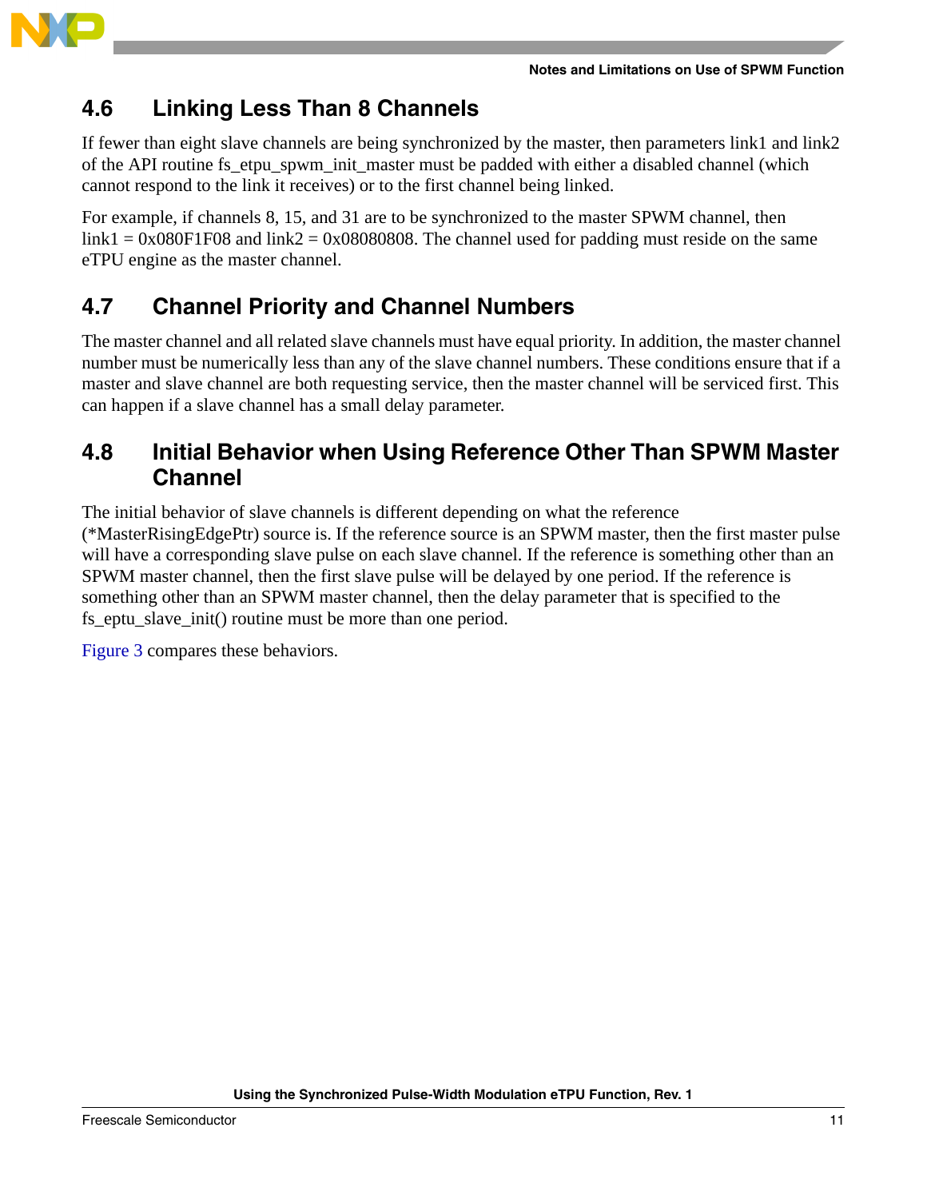## 4.6 Linking Less Than 8 Channels

If fewer than eight slave channels are being synchronized by the master, then parameters link1 and link2 of the API routine fs_etpu_spwm_init_master must be padded with either a disabled channel (which cannot respond to the link it receives) or to the first channel being linked.

For example, if channels 8, 15, and 31 are to be synchronized to the master SPWM channel, then link1 = 0x080F1F08 and link2 = 0x08080808. The channel used for padding must reside on the same eTPU engine as the master channel.

## 4.7 Channel Priority and Channel Numbers

The master channel and all related slave channels must have equal priority. In addition, the master channel number must be numerically less than any of the slave channel numbers. These conditions ensure that if a master and slave channel are both requesting service, then the master channel will be serviced first. This can happen if a slave channel has a small delay parameter.

## 4.8 Initial Behavior when Using Reference Other Than SPWM Master Channel

The initial behavior of slave channels is different depending on what the reference (*MasterRisingEdgePtr) source is. If the reference source is an SPWM master, then the first master pulse will have a corresponding slave pulse on each slave channel. If the reference is something other than an SPWM master channel, then the first slave pulse will be delayed by one period. If the reference is something other than an SPWM master channel, then the delay parameter that is specified to the fs_eptu_slave_init() routine must be more than one period.

Figure 3 compares these behaviors.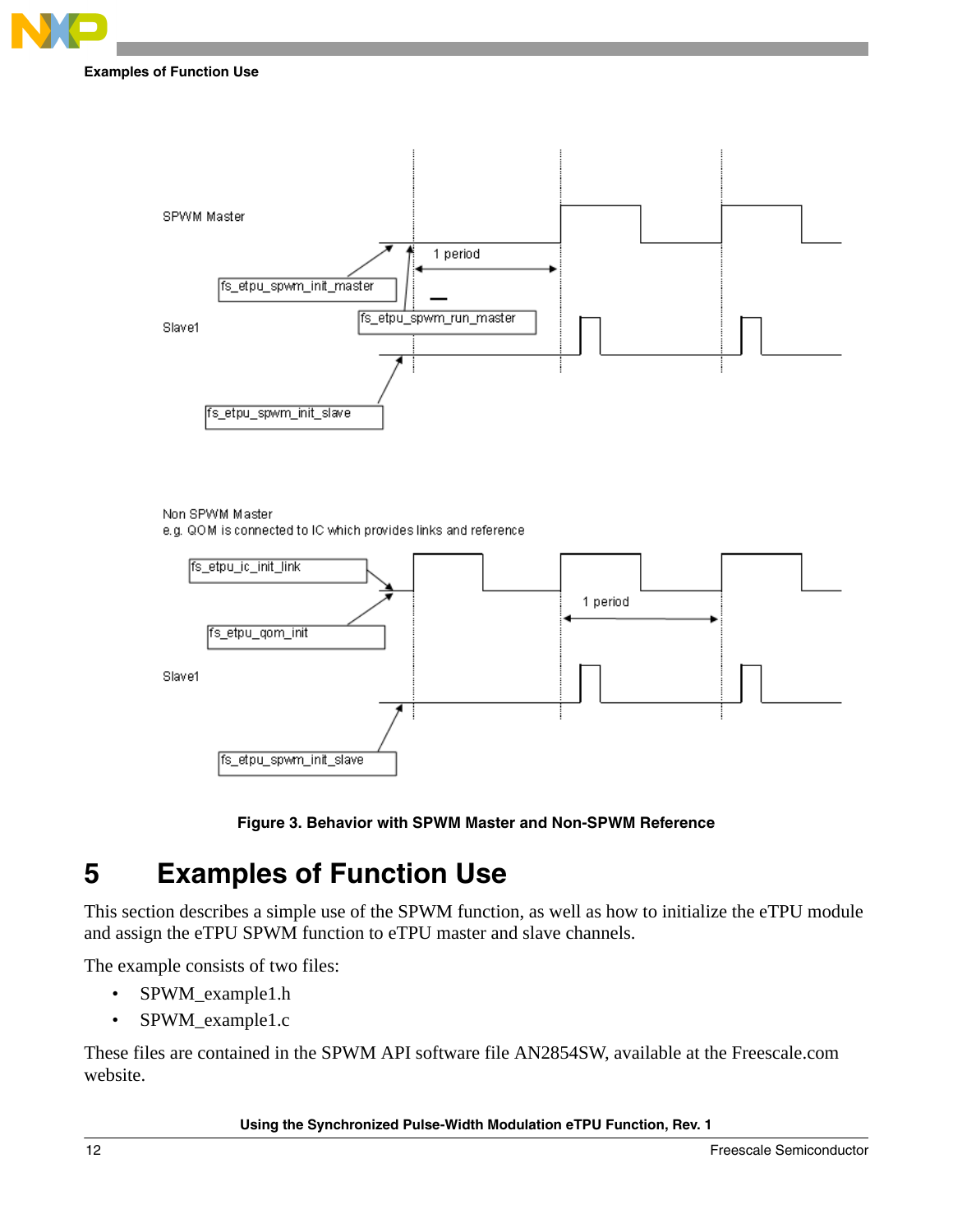SPWM Master

fs_etpu_spwm_init_master

fs_etpu_spwm_run_master

1 period

Slave1

fs_etpu_spwm_init_slave

Non SPWM Master
e.g. QOM is connected to IC which provides links and reference

fs_etpu_ic_init_link

fs_etpu_qom_init

1 period

Slave1

fs_etpu_spwm_init_slave

**Figure 3. Behavior with SPWM Master and Non-SPWM Reference**

# 5 Examples of Function Use

This section describes a simple use of the SPWM function, as well as how to initialize the eTPU module and assign the eTPU SPWM function to eTPU master and slave channels.

The example consists of two files:

- SPWM_example1.h
- SPWM_example1.c

These files are contained in the SPWM API software file AN2854SW, available at the Freescale.com website.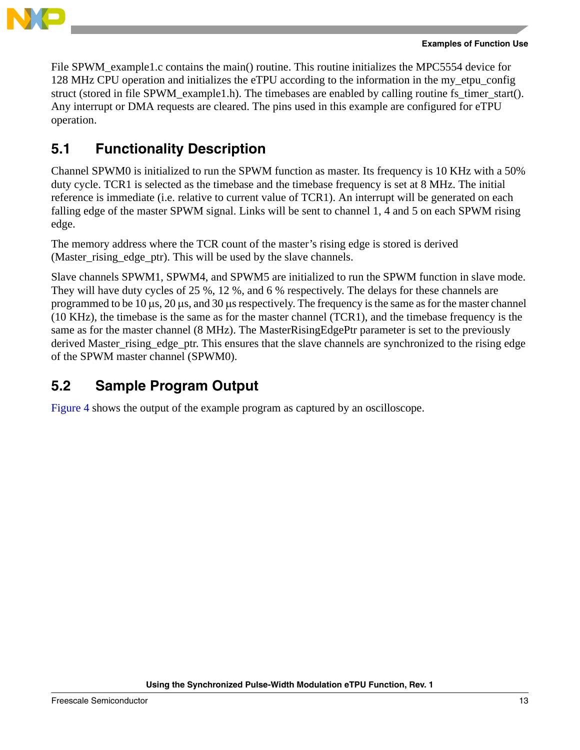File SPWM_example1.c contains the main() routine. This routine initializes the MPC5554 device for 128 MHz CPU operation and initializes the eTPU according to the information in the my_etpu_config struct (stored in file SPWM_example1.h). The timebases are enabled by calling routine fs_timer_start(). Any interrupt or DMA requests are cleared. The pins used in this example are configured for eTPU operation.

## 5.1 Functionality Description

Channel SPWM0 is initialized to run the SPWM function as master. Its frequency is 10 KHz with a 50% duty cycle. TCR1 is selected as the timebase and the timebase frequency is set at 8 MHz. The initial reference is immediate (i.e. relative to current value of TCR1). An interrupt will be generated on each falling edge of the master SPWM signal. Links will be sent to channel 1, 4 and 5 on each SPWM rising edge.

The memory address where the TCR count of the master's rising edge is stored is derived (Master_rising_edge_ptr). This will be used by the slave channels.

Slave channels SPWM1, SPWM4, and SPWM5 are initialized to run the SPWM function in slave mode. They will have duty cycles of 25 %, 12 %, and 6 % respectively. The delays for these channels are programmed to be 10 μs, 20 μs, and 30 μs respectively. The frequency is the same as for the master channel (10 KHz), the timebase is the same as for the master channel (TCR1), and the timebase frequency is the same as for the master channel (8 MHz). The MasterRisingEdgePtr parameter is set to the previously derived Master_rising_edge_ptr. This ensures that the slave channels are synchronized to the rising edge of the SPWM master channel (SPWM0).

## 5.2 Sample Program Output

Figure 4 shows the output of the example program as captured by an oscilloscope.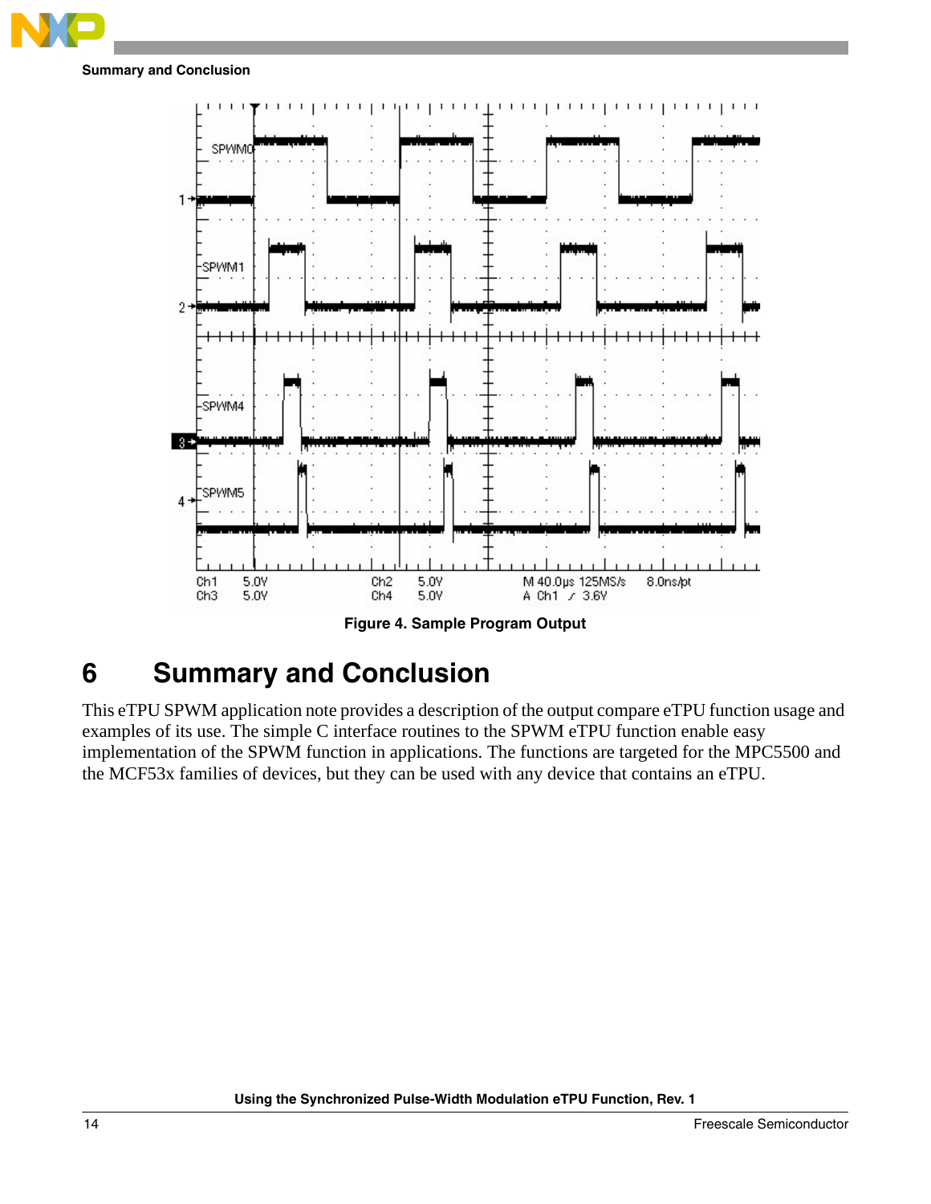Figure 4. Sample Program Output

# 6 Summary and Conclusion

This eTPU SPWM application note provides a description of the output compare eTPU function usage and examples of its use. The simple C interface routines to the SPWM eTPU function enable easy implementation of the SPWM function in applications. The functions are targeted for the MPC5500 and the MCF53x families of devices, but they can be used with any device that contains an eTPU.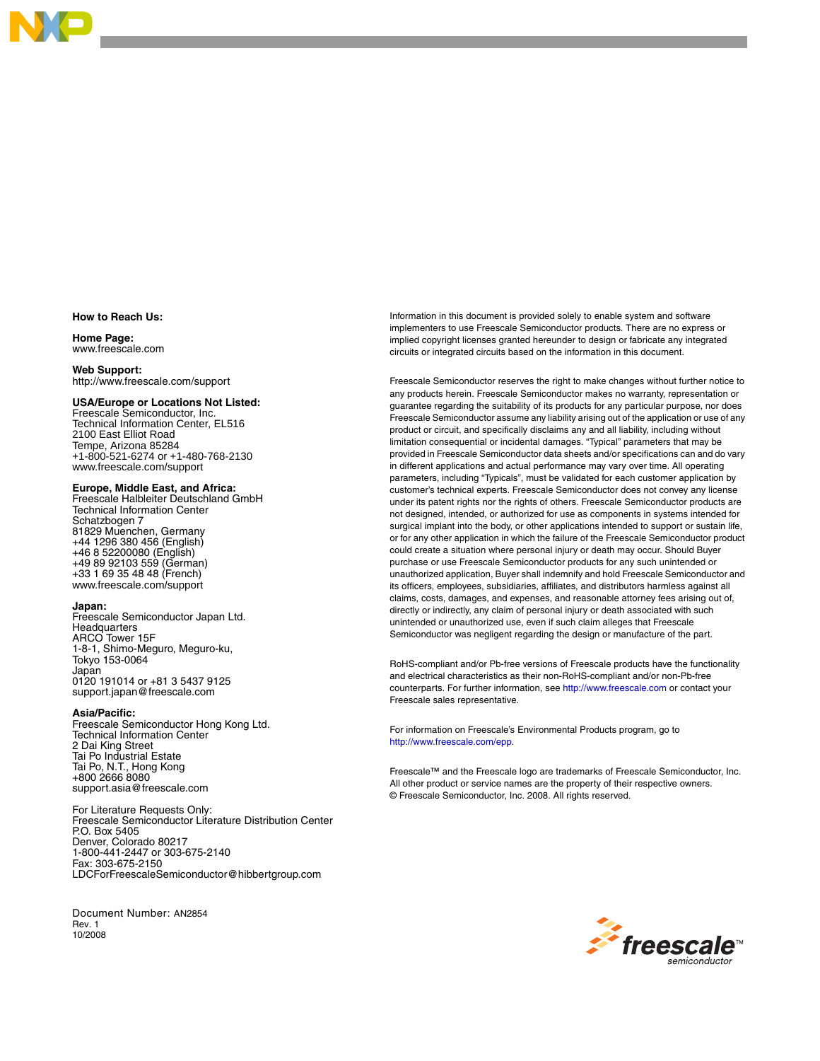**How to Reach Us:**

**Home Page:**
www.freescale.com

**Web Support:**
http://www.freescale.com/support

**USA/Europe or Locations Not Listed:**
Freescale Semiconductor, Inc.
Technical Information Center, EL516
2100 East Elliot Road
Tempe, Arizona 85284
+1-800-521-6274 or +1-480-768-2130
www.freescale.com/support

**Europe, Middle East, and Africa:**
Freescale Halbleiter Deutschland GmbH
Technical Information Center
Schatzbogen 7
81829 Muenchen, Germany
+44 1296 380 456 (English)
+46 8 52200080 (English)
+49 89 92103 559 (German)
+33 1 69 35 48 48 (French)
www.freescale.com/support

**Japan:**
Freescale Semiconductor Japan Ltd.
Headquarters
ARCO Tower 15F
1-8-1, Shimo-Meguro, Meguro-ku,
Tokyo 153-0064
Japan
0120 191014 or +81 3 5437 9125
support.japan@freescale.com

**Asia/Pacific:**
Freescale Semiconductor Hong Kong Ltd.
Technical Information Center
2 Dai King Street
Tai Po Industrial Estate
Tai Po, N.T., Hong Kong
+800 2666 8080
support.asia@freescale.com

For Literature Requests Only:
Freescale Semiconductor Literature Distribution Center
P.O. Box 5405
Denver, Colorado 80217
1-800-441-2447 or 303-675-2140
Fax: 303-675-2150
LDCForFreescaleSemiconductor@hibbertgroup.com

Document Number: AN2854
Rev. 1
10/2008

Information in this document is provided solely to enable system and software implementers to use Freescale Semiconductor products. There are no express or implied copyright licenses granted hereunder to design or fabricate any integrated circuits or integrated circuits based on the information in this document.

Freescale Semiconductor reserves the right to make changes without further notice to any products herein. Freescale Semiconductor makes no warranty, representation or guarantee regarding the suitability of its products for any particular purpose, nor does Freescale Semiconductor assume any liability arising out of the application or use of any product or circuit, and specifically disclaims any and all liability, including without limitation consequential or incidental damages. "Typical" parameters that may be provided in Freescale Semiconductor data sheets and/or specifications can and do vary in different applications and actual performance may vary over time. All operating parameters, including "Typicals", must be validated for each customer application by customer's technical experts. Freescale Semiconductor does not convey any license under its patent rights nor the rights of others. Freescale Semiconductor products are not designed, intended, or authorized for use as components in systems intended for surgical implant into the body, or other applications intended to support or sustain life, or for any other application in which the failure of the Freescale Semiconductor product could create a situation where personal injury or death may occur. Should Buyer purchase or use Freescale Semiconductor products for any such unintended or unauthorized application, Buyer shall indemnify and hold Freescale Semiconductor and its officers, employees, subsidiaries, affiliates, and distributors harmless against all claims, costs, damages, and expenses, and reasonable attorney fees arising out of, directly or indirectly, any claim of personal injury or death associated with such unintended or unauthorized use, even if such claim alleges that Freescale Semiconductor was negligent regarding the design or manufacture of the part.

RoHS-compliant and/or Pb-free versions of Freescale products have the functionality and electrical characteristics as their non-RoHS-compliant and/or non-Pb-free counterparts. For further information, see http://www.freescale.com or contact your Freescale sales representative.

For information on Freescale's Environmental Products program, go to http://www.freescale.com/epp.

Freescale™ and the Freescale logo are trademarks of Freescale Semiconductor, Inc. All other product or service names are the property of their respective owners.
© Freescale Semiconductor, Inc. 2008. All rights reserved.